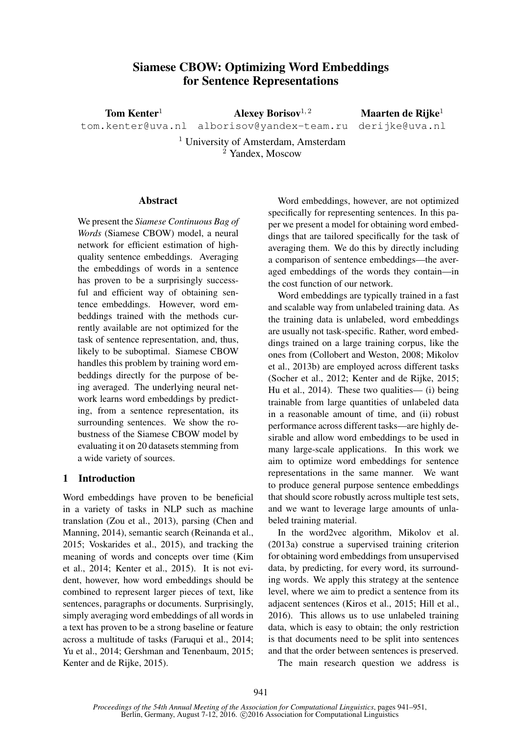# Siamese CBOW: Optimizing Word Embeddings for Sentence Representations

**Tom Kenter**[1] tom.kenter@uva.nl

**Alexey Borisov**[1,2] alborisov@yandex-team.ru

**Maarten de Rijke**[1] derijke@uva.nl

[1] University of Amsterdam, Amsterdam
[2] Yandex, Moscow

## Abstract

We present the *Siamese Continuous Bag of Words* (Siamese CBOW) model, a neural network for efficient estimation of high-quality sentence embeddings. Averaging the embeddings of words in a sentence has proven to be a surprisingly successful and efficient way of obtaining sentence embeddings. However, word embeddings trained with the methods currently available are not optimized for the task of sentence representation, and, thus, likely to be suboptimal. Siamese CBOW handles this problem by training word embeddings directly for the purpose of being averaged. The underlying neural network learns word embeddings by predicting, from a sentence representation, its surrounding sentences. We show the robustness of the Siamese CBOW model by evaluating it on 20 datasets stemming from a wide variety of sources.

## 1 Introduction

Word embeddings have proven to be beneficial in a variety of tasks in NLP such as machine translation (Zou et al., 2013), parsing (Chen and Manning, 2014), semantic search (Reinanda et al., 2015; Voskarides et al., 2015), and tracking the meaning of words and concepts over time (Kim et al., 2014; Kenter et al., 2015). It is not evident, however, how word embeddings should be combined to represent larger pieces of text, like sentences, paragraphs or documents. Surprisingly, simply averaging word embeddings of all words in a text has proven to be a strong baseline or feature across a multitude of tasks (Faruqui et al., 2014; Yu et al., 2014; Gershman and Tenenbaum, 2015; Kenter and de Rijke, 2015).

Word embeddings, however, are not optimized specifically for representing sentences. In this paper we present a model for obtaining word embeddings that are tailored specifically for the task of averaging them. We do this by directly including a comparison of sentence embeddings—the averaged embeddings of the words they contain—in the cost function of our network.

Word embeddings are typically trained in a fast and scalable way from unlabeled training data. As the training data is unlabeled, word embeddings are usually not task-specific. Rather, word embeddings trained on a large training corpus, like the ones from (Collobert and Weston, 2008; Mikolov et al., 2013b) are employed across different tasks (Socher et al., 2012; Kenter and de Rijke, 2015; Hu et al., 2014). These two qualities— (i) being trainable from large quantities of unlabeled data in a reasonable amount of time, and (ii) robust performance across different tasks—are highly desirable and allow word embeddings to be used in many large-scale applications. In this work we aim to optimize word embeddings for sentence representations in the same manner. We want to produce general purpose sentence embeddings that should score robustly across multiple test sets, and we want to leverage large amounts of unlabeled training material.

In the word2vec algorithm, Mikolov et al. (2013a) construe a supervised training criterion for obtaining word embeddings from unsupervised data, by predicting, for every word, its surrounding words. We apply this strategy at the sentence level, where we aim to predict a sentence from its adjacent sentences (Kiros et al., 2015; Hill et al., 2016). This allows us to use unlabeled training data, which is easy to obtain; the only restriction is that documents need to be split into sentences and that the order between sentences is preserved.

The main research question we address is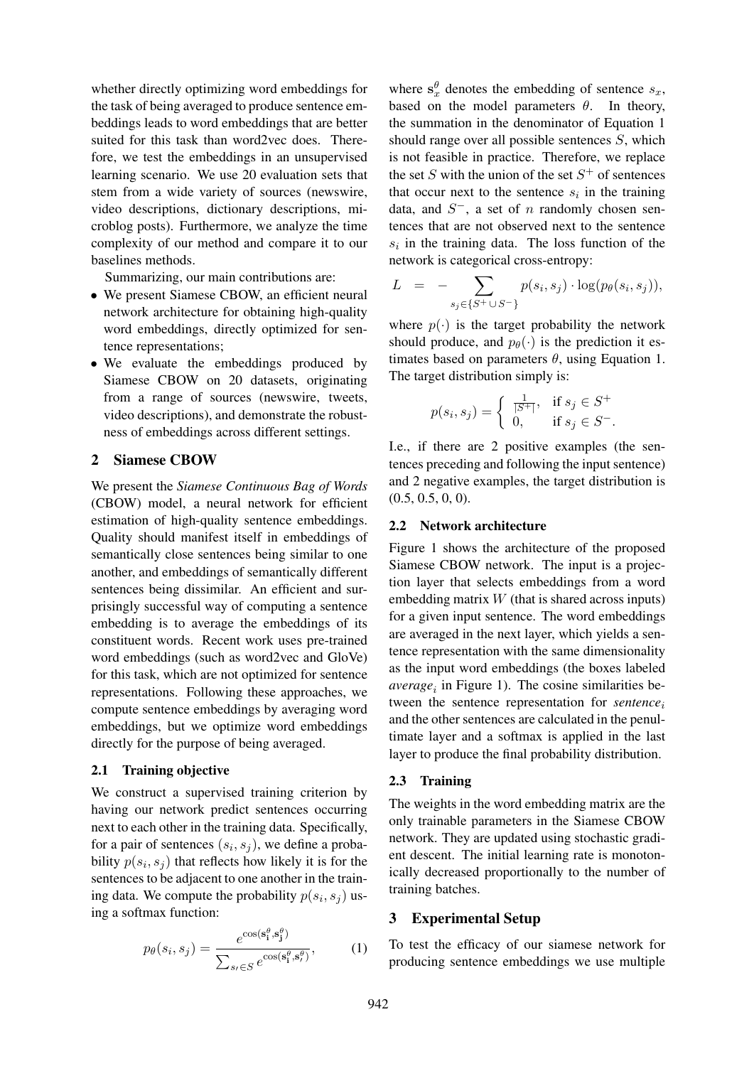whether directly optimizing word embeddings for the task of being averaged to produce sentence embeddings leads to word embeddings that are better suited for this task than word2vec does. Therefore, we test the embeddings in an unsupervised learning scenario. We use 20 evaluation sets that stem from a wide variety of sources (newswire, video descriptions, dictionary descriptions, microblog posts). Furthermore, we analyze the time complexity of our method and compare it to our baselines methods.

Summarizing, our main contributions are:

- We present Siamese CBOW, an efficient neural network architecture for obtaining high-quality word embeddings, directly optimized for sentence representations;
- We evaluate the embeddings produced by Siamese CBOW on 20 datasets, originating from a range of sources (newswire, tweets, video descriptions), and demonstrate the robustness of embeddings across different settings.

## 2 Siamese CBOW

We present the *Siamese Continuous Bag of Words* (CBOW) model, a neural network for efficient estimation of high-quality sentence embeddings. Quality should manifest itself in embeddings of semantically close sentences being similar to one another, and embeddings of semantically different sentences being dissimilar. An efficient and surprisingly successful way of computing a sentence embedding is to average the embeddings of its constituent words. Recent work uses pre-trained word embeddings (such as word2vec and GloVe) for this task, which are not optimized for sentence representations. Following these approaches, we compute sentence embeddings by averaging word embeddings, but we optimize word embeddings directly for the purpose of being averaged.

### 2.1 Training objective

We construct a supervised training criterion by having our network predict sentences occurring next to each other in the training data. Specifically, for a pair of sentences $(s_i, s_j)$, we define a probability $p(s_i, s_j)$ that reflects how likely it is for the sentences to be adjacent to one another in the training data. We compute the probability $p(s_i, s_j)$ using a softmax function:

$$p_\theta(s_i, s_j) = \frac{e^{\cos(\mathbf{s}_i^\theta, \mathbf{s}_j^\theta)}}{\sum_{s' \in S} e^{\cos(\mathbf{s}_i^\theta, \mathbf{s}_{s'}^\theta)}}, \quad (1)$$

where $\mathbf{s}_x^\theta$ denotes the embedding of sentence $s_x$, based on the model parameters $\theta$. In theory, the summation in the denominator of Equation 1 should range over all possible sentences $S$, which is not feasible in practice. Therefore, we replace the set $S$ with the union of the set $S^+$ of sentences that occur next to the sentence $s_i$ in the training data, and $S^-$, a set of $n$ randomly chosen sentences that are not observed next to the sentence $s_i$ in the training data. The loss function of the network is categorical cross-entropy:

$$L = - \sum_{s_j \in \{S^+ \cup S^-\}} p(s_i, s_j) \cdot \log(p_\theta(s_i, s_j)),$$

where $p(\cdot)$ is the target probability the network should produce, and $p_\theta(\cdot)$ is the prediction it estimates based on parameters $\theta$, using Equation 1. The target distribution simply is:

$$p(s_i, s_j) = \begin{cases} \frac{1}{|S^+|}, & \text{if } s_j \in S^+ \\ 0, & \text{if } s_j \in S^-. \end{cases}$$

I.e., if there are 2 positive examples (the sentences preceding and following the input sentence) and 2 negative examples, the target distribution is (0.5, 0.5, 0, 0).

### 2.2 Network architecture

Figure 1 shows the architecture of the proposed Siamese CBOW network. The input is a projection layer that selects embeddings from a word embedding matrix $W$ (that is shared across inputs) for a given input sentence. The word embeddings are averaged in the next layer, which yields a sentence representation with the same dimensionality as the input word embeddings (the boxes labeled *average*$_i$ in Figure 1). The cosine similarities between the sentence representation for *sentence*$_i$ and the other sentences are calculated in the penultimate layer and a softmax is applied in the last layer to produce the final probability distribution.

### 2.3 Training

The weights in the word embedding matrix are the only trainable parameters in the Siamese CBOW network. They are updated using stochastic gradient descent. The initial learning rate is monotonically decreased proportionally to the number of training batches.

## 3 Experimental Setup

To test the efficacy of our siamese network for producing sentence embeddings we use multiple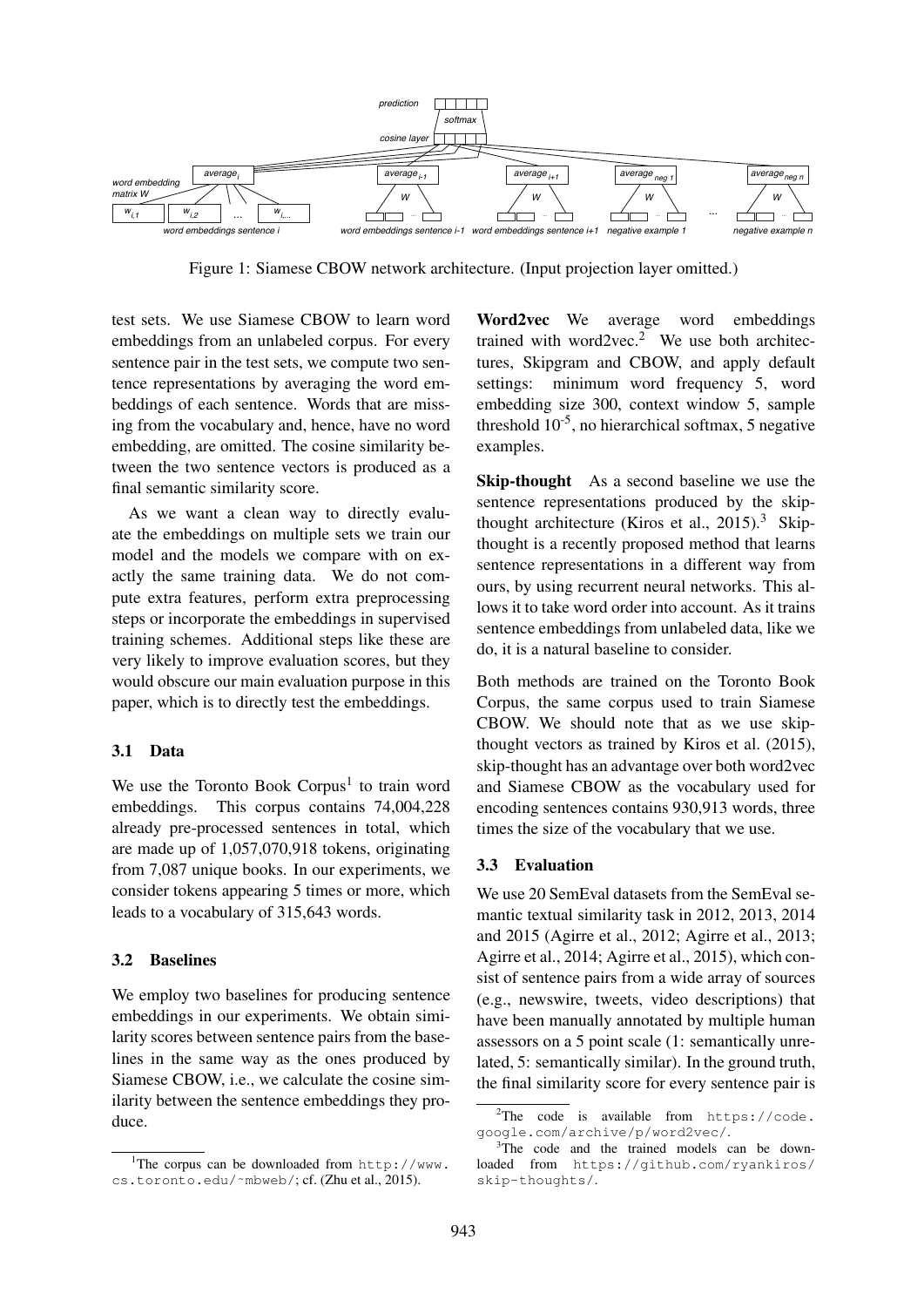Figure 1: Siamese CBOW network architecture. (Input projection layer omitted.)

test sets. We use Siamese CBOW to learn word embeddings from an unlabeled corpus. For every sentence pair in the test sets, we compute two sentence representations by averaging the word embeddings of each sentence. Words that are missing from the vocabulary and, hence, have no word embedding, are omitted. The cosine similarity between the two sentence vectors is produced as a final semantic similarity score.

As we want a clean way to directly evaluate the embeddings on multiple sets we train our model and the models we compare with on exactly the same training data. We do not compute extra features, perform extra preprocessing steps or incorporate the embeddings in supervised training schemes. Additional steps like these are very likely to improve evaluation scores, but they would obscure our main evaluation purpose in this paper, which is to directly test the embeddings.

### 3.1 Data

We use the Toronto Book Corpus[1] to train word embeddings. This corpus contains 74,004,228 already pre-processed sentences in total, which are made up of 1,057,070,918 tokens, originating from 7,087 unique books. In our experiments, we consider tokens appearing 5 times or more, which leads to a vocabulary of 315,643 words.

### 3.2 Baselines

We employ two baselines for producing sentence embeddings in our experiments. We obtain similarity scores between sentence pairs from the baselines in the same way as the ones produced by Siamese CBOW, i.e., we calculate the cosine similarity between the sentence embeddings they produce.

**Word2vec** We average word embeddings trained with word2vec.[2] We use both architectures, Skipgram and CBOW, and apply default settings: minimum word frequency 5, word embedding size 300, context window 5, sample threshold $10^{-5}$, no hierarchical softmax, 5 negative examples.

**Skip-thought** As a second baseline we use the sentence representations produced by the skip-thought architecture (Kiros et al., 2015).[3] Skip-thought is a recently proposed method that learns sentence representations in a different way from ours, by using recurrent neural networks. This allows it to take word order into account. As it trains sentence embeddings from unlabeled data, like we do, it is a natural baseline to consider.

Both methods are trained on the Toronto Book Corpus, the same corpus used to train Siamese CBOW. We should note that as we use skip-thought vectors as trained by Kiros et al. (2015), skip-thought has an advantage over both word2vec and Siamese CBOW as the vocabulary used for encoding sentences contains 930,913 words, three times the size of the vocabulary that we use.

### 3.3 Evaluation

We use 20 SemEval datasets from the SemEval semantic textual similarity task in 2012, 2013, 2014 and 2015 (Agirre et al., 2012; Agirre et al., 2013; Agirre et al., 2014; Agirre et al., 2015), which consist of sentence pairs from a wide array of sources (e.g., newswire, tweets, video descriptions) that have been manually annotated by multiple human assessors on a 5 point scale (1: semantically unrelated, 5: semantically similar). In the ground truth, the final similarity score for every sentence pair is

[1]The corpus can be downloaded from http://www.cs.toronto.edu/~mbweb/; cf. (Zhu et al., 2015).

[2]The code is available from https://code.google.com/archive/p/word2vec/.

[3]The code and the trained models can be downloaded from https://github.com/ryankiros/skip-thoughts/.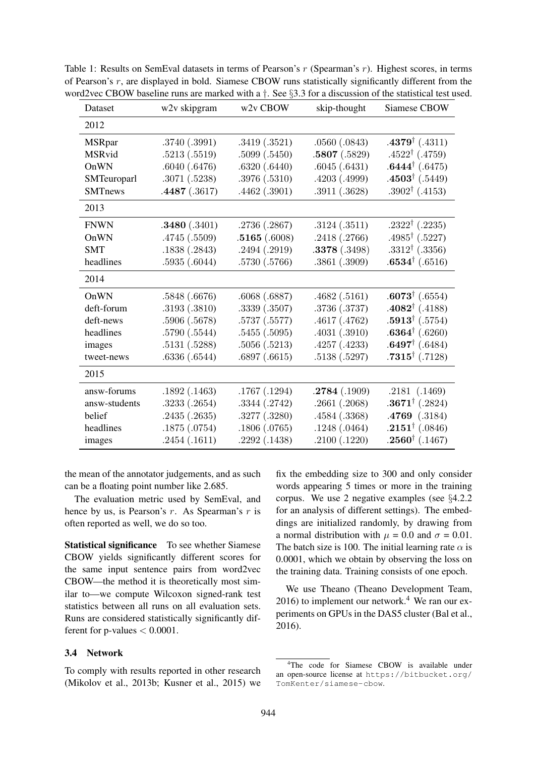Table 1: Results on SemEval datasets in terms of Pearson's $r$ (Spearman's $r$). Highest scores, in terms of Pearson's $r$, are displayed in bold. Siamese CBOW runs statistically significantly different from the word2vec CBOW baseline runs are marked with a †. See §3.3 for a discussion of the statistical test used.

| Dataset | w2v skipgram | w2v CBOW | skip-thought | Siamese CBOW |
|---|---|---|---|---|
| **2012** | | | | |
| MSRpar | .3740 (.3991) | .3419 (.3521) | .0560 (.0843) | **.4379**† (.4311) |
| MSRvid | .5213 (.5519) | .5099 (.5450) | **.5807** (.5829) | .4522† (.4759) |
| OnWN | .6040 (.6476) | .6320 (.6440) | .6045 (.6431) | **.6444**† (.6475) |
| SMTeuroparl | .3071 (.5238) | .3976 (.5310) | .4203 (.4999) | **.4503**† (.5449) |
| SMTnews | **.4487** (.3617) | .4462 (.3901) | .3911 (.3628) | .3902† (.4153) |
| **2013** | | | | |
| FNWN | **.3480** (.3401) | .2736 (.2867) | .3124 (.3511) | .2322† (.2235) |
| OnWN | .4745 (.5509) | **.5165** (.6008) | .2418 (.2766) | .4985† (.5227) |
| SMT | .1838 (.2843) | .2494 (.2919) | **.3378** (.3498) | .3312† (.3356) |
| headlines | .5935 (.6044) | .5730 (.5766) | .3861 (.3909) | **.6534**† (.6516) |
| **2014** | | | | |
| OnWN | .5848 (.6676) | .6068 (.6887) | .4682 (.5161) | **.6073**† (.6554) |
| deft-forum | .3193 (.3810) | .3339 (.3507) | .3736 (.3737) | **.4082**† (.4188) |
| deft-news | .5906 (.5678) | .5737 (.5577) | .4617 (.4762) | **.5913**† (.5754) |
| headlines | .5790 (.5544) | .5455 (.5095) | .4031 (.3910) | **.6364**† (.6260) |
| images | .5131 (.5288) | .5056 (.5213) | .4257 (.4233) | **.6497**† (.6484) |
| tweet-news | .6336 (.6544) | .6897 (.6615) | .5138 (.5297) | **.7315**† (.7128) |
| **2015** | | | | |
| answ-forums | .1892 (.1463) | .1767 (.1294) | **.2784** (.1909) | .2181 (.1469) |
| answ-students | .3233 (.2654) | .3344 (.2742) | .2661 (.2068) | **.3671**† (.2824) |
| belief | .2435 (.2635) | .3277 (.3280) | .4584 (.3368) | **.4769** (.3184) |
| headlines | .1875 (.0754) | .1806 (.0765) | .1248 (.0464) | **.2151**† (.0846) |
| images | .2454 (.1611) | .2292 (.1438) | .2100 (.1220) | **.2560**† (.1467) |

the mean of the annotator judgements, and as such can be a floating point number like 2.685.

The evaluation metric used by SemEval, and hence by us, is Pearson's $r$. As Spearman's $r$ is often reported as well, we do so too.

**Statistical significance** To see whether Siamese CBOW yields significantly different scores for the same input sentence pairs from word2vec CBOW—the method it is theoretically most similar to—we compute Wilcoxon signed-rank test statistics between all runs on all evaluation sets. Runs are considered statistically significantly different for p-values $< 0.0001$.

### 3.4 Network

To comply with results reported in other research (Mikolov et al., 2013b; Kusner et al., 2015) we fix the embedding size to 300 and only consider words appearing 5 times or more in the training corpus. We use 2 negative examples (see §4.2.2 for an analysis of different settings). The embeddings are initialized randomly, by drawing from a normal distribution with $\mu = 0.0$ and $\sigma = 0.01$. The batch size is 100. The initial learning rate $\alpha$ is 0.0001, which we obtain by observing the loss on the training data. Training consists of one epoch.

We use Theano (Theano Development Team, 2016) to implement our network.[4] We ran our experiments on GPUs in the DAS5 cluster (Bal et al., 2016).

[4]The code for Siamese CBOW is available under an open-source license at https://bitbucket.org/TomKenter/siamese-cbow.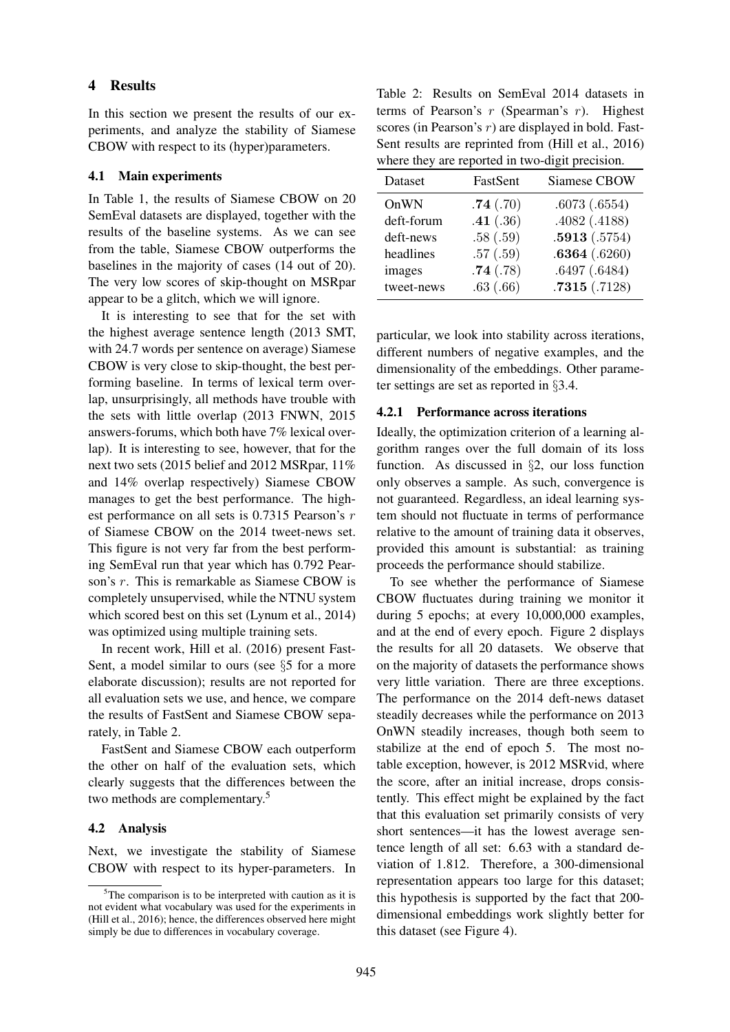# 4 Results

In this section we present the results of our experiments, and analyze the stability of Siamese CBOW with respect to its (hyper)parameters.

## 4.1 Main experiments

In Table 1, the results of Siamese CBOW on 20 SemEval datasets are displayed, together with the results of the baseline systems. As we can see from the table, Siamese CBOW outperforms the baselines in the majority of cases (14 out of 20). The very low scores of skip-thought on MSRpar appear to be a glitch, which we will ignore.

It is interesting to see that for the set with the highest average sentence length (2013 SMT, with 24.7 words per sentence on average) Siamese CBOW is very close to skip-thought, the best performing baseline. In terms of lexical term overlap, unsurprisingly, all methods have trouble with the sets with little overlap (2013 FNWN, 2015 answers-forums, which both have 7% lexical overlap). It is interesting to see, however, that for the next two sets (2015 belief and 2012 MSRpar, 11% and 14% overlap respectively) Siamese CBOW manages to get the best performance. The highest performance on all sets is 0.7315 Pearson's $r$ of Siamese CBOW on the 2014 tweet-news set. This figure is not very far from the best performing SemEval run that year which has 0.792 Pearson's $r$. This is remarkable as Siamese CBOW is completely unsupervised, while the NTNU system which scored best on this set (Lynum et al., 2014) was optimized using multiple training sets.

In recent work, Hill et al. (2016) present FastSent, a model similar to ours (see §5 for a more elaborate discussion); results are not reported for all evaluation sets we use, and hence, we compare the results of FastSent and Siamese CBOW separately, in Table 2.

Table 2: Results on SemEval 2014 datasets in terms of Pearson's $r$ (Spearman's $r$). Highest scores (in Pearson's $r$) are displayed in bold. FastSent results are reprinted from (Hill et al., 2016) where they are reported in two-digit precision.

| Dataset | FastSent | Siamese CBOW |
|---|---|---|
| OnWN | **.74** (.70) | .6073 (.6554) |
| deft-forum | **.41** (.36) | .4082 (.4188) |
| deft-news | .58 (.59) | **.5913** (.5754) |
| headlines | .57 (.59) | **.6364** (.6260) |
| images | **.74** (.78) | .6497 (.6484) |
| tweet-news | .63 (.66) | **.7315** (.7128) |

FastSent and Siamese CBOW each outperform the other on half of the evaluation sets, which clearly suggests that the differences between the two methods are complementary.[5]

## 4.2 Analysis

Next, we investigate the stability of Siamese CBOW with respect to its hyper-parameters. In particular, we look into stability across iterations, different numbers of negative examples, and the dimensionality of the embeddings. Other parameter settings are set as reported in §3.4.

### 4.2.1 Performance across iterations

Ideally, the optimization criterion of a learning algorithm ranges over the full domain of its loss function. As discussed in §2, our loss function only observes a sample. As such, convergence is not guaranteed. Regardless, an ideal learning system should not fluctuate in terms of performance relative to the amount of training data it observes, provided this amount is substantial: as training proceeds the performance should stabilize.

To see whether the performance of Siamese CBOW fluctuates during training we monitor it during 5 epochs; at every 10,000,000 examples, and at the end of every epoch. Figure 2 displays the results for all 20 datasets. We observe that on the majority of datasets the performance shows very little variation. There are three exceptions. The performance on the 2014 deft-news dataset steadily decreases while the performance on 2013 OnWN steadily increases, though both seem to stabilize at the end of epoch 5. The most notable exception, however, is 2012 MSRvid, where the score, after an initial increase, drops consistently. This effect might be explained by the fact that this evaluation set primarily consists of very short sentences—it has the lowest average sentence length of all set: 6.63 with a standard deviation of 1.812. Therefore, a 300-dimensional representation appears too large for this dataset; this hypothesis is supported by the fact that 200-dimensional embeddings work slightly better for this dataset (see Figure 4).

[5] The comparison is to be interpreted with caution as it is not evident what vocabulary was used for the experiments in (Hill et al., 2016); hence, the differences observed here might simply be due to differences in vocabulary coverage.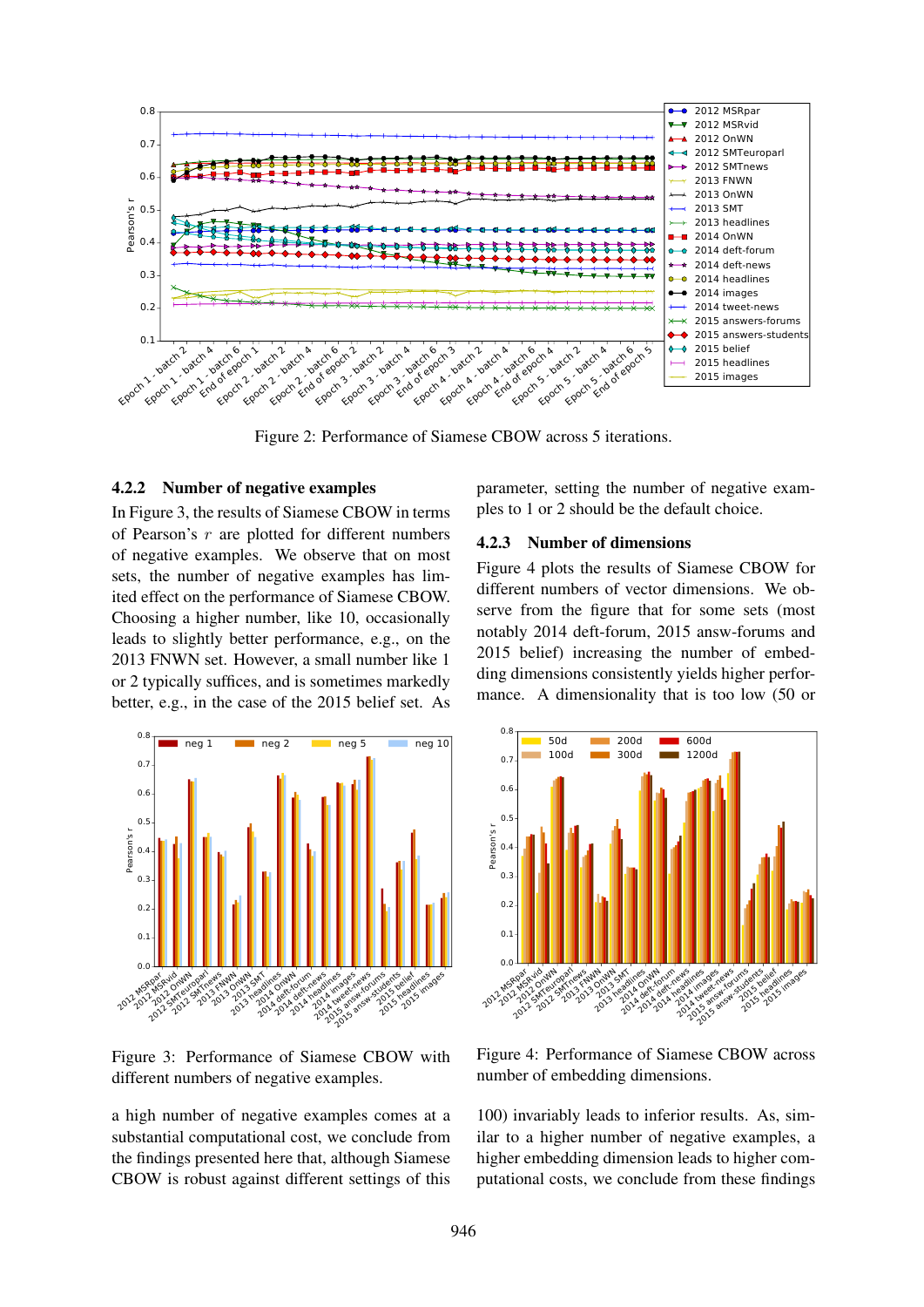Figure 2: Performance of Siamese CBOW across 5 iterations.

### 4.2.2 Number of negative examples

In Figure 3, the results of Siamese CBOW in terms of Pearson's $r$ are plotted for different numbers of negative examples. We observe that on most sets, the number of negative examples has limited effect on the performance of Siamese CBOW. Choosing a higher number, like 10, occasionally leads to slightly better performance, e.g., on the 2013 FNWN set. However, a small number like 1 or 2 typically suffices, and is sometimes markedly better, e.g., in the case of the 2015 belief set. As a high number of negative examples comes at a substantial computational cost, we conclude from the findings presented here that, although Siamese CBOW is robust against different settings of this parameter, setting the number of negative examples to 1 or 2 should be the default choice.

Figure 3: Performance of Siamese CBOW with different numbers of negative examples.

### 4.2.3 Number of dimensions

Figure 4 plots the results of Siamese CBOW for different numbers of vector dimensions. We observe from the figure that for some sets (most notably 2014 deft-forum, 2015 answ-forums and 2015 belief) increasing the number of embedding dimensions consistently yields higher performance. A dimensionality that is too low (50 or 100) invariably leads to inferior results. As, similar to a higher number of negative examples, a higher embedding dimension leads to higher computational costs, we conclude from these findings

Figure 4: Performance of Siamese CBOW across number of embedding dimensions.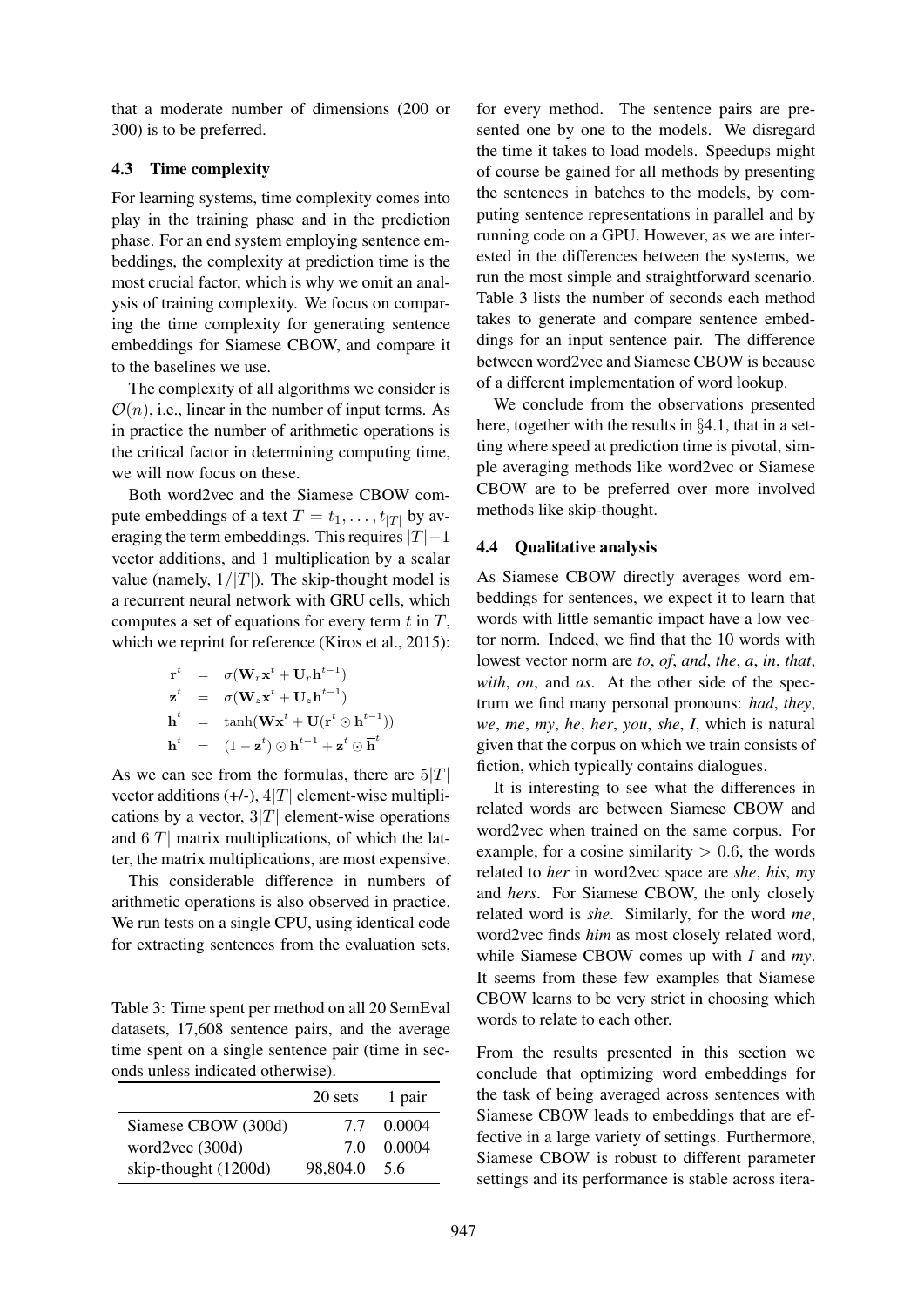that a moderate number of dimensions (200 or 300) is to be preferred.

### 4.3 Time complexity

For learning systems, time complexity comes into play in the training phase and in the prediction phase. For an end system employing sentence embeddings, the complexity at prediction time is the most crucial factor, which is why we omit an analysis of training complexity. We focus on comparing the time complexity for generating sentence embeddings for Siamese CBOW, and compare it to the baselines we use.

The complexity of all algorithms we consider is $\mathcal{O}(n)$, i.e., linear in the number of input terms. As in practice the number of arithmetic operations is the critical factor in determining computing time, we will now focus on these.

Both word2vec and the Siamese CBOW compute embeddings of a text $T = t_1, \ldots, t_{|T|}$ by averaging the term embeddings. This requires $|T|-1$ vector additions, and 1 multiplication by a scalar value (namely, $1/|T|$). The skip-thought model is a recurrent neural network with GRU cells, which computes a set of equations for every term $t$ in $T$, which we reprint for reference (Kiros et al., 2015):

$$
\begin{aligned}
\mathbf{r}^t &= \sigma(\mathbf{W}_r \mathbf{x}^t + \mathbf{U}_r \mathbf{h}^{t-1}) \\
\mathbf{z}^t &= \sigma(\mathbf{W}_z \mathbf{x}^t + \mathbf{U}_z \mathbf{h}^{t-1}) \\
\overline{\mathbf{h}}^t &= \tanh(\mathbf{W}\mathbf{x}^t + \mathbf{U}(\mathbf{r}^t \odot \mathbf{h}^{t-1})) \\
\mathbf{h}^t &= (1 - \mathbf{z}^t) \odot \mathbf{h}^{t-1} + \mathbf{z}^t \odot \overline{\mathbf{h}}^t
\end{aligned}
$$

As we can see from the formulas, there are $5|T|$ vector additions (+/-), $4|T|$ element-wise multiplications by a vector, $3|T|$ element-wise operations and $6|T|$ matrix multiplications, of which the latter, the matrix multiplications, are most expensive.

This considerable difference in numbers of arithmetic operations is also observed in practice. We run tests on a single CPU, using identical code for extracting sentences from the evaluation sets, for every method. The sentence pairs are presented one by one to the models. We disregard the time it takes to load models. Speedups might of course be gained for all methods by presenting the sentences in batches to the models, by computing sentence representations in parallel and by running code on a GPU. However, as we are interested in the differences between the systems, we run the most simple and straightforward scenario. Table 3 lists the number of seconds each method takes to generate and compare sentence embeddings for an input sentence pair. The difference between word2vec and Siamese CBOW is because of a different implementation of word lookup.

Table 3: Time spent per method on all 20 SemEval datasets, 17,608 sentence pairs, and the average time spent on a single sentence pair (time in seconds unless indicated otherwise).

| | 20 sets | 1 pair |
|---|---|---|
| Siamese CBOW (300d) | 7.7 | 0.0004 |
| word2vec (300d) | 7.0 | 0.0004 |
| skip-thought (1200d) | 98,804.0 | 5.6 |

We conclude from the observations presented here, together with the results in §4.1, that in a setting where speed at prediction time is pivotal, simple averaging methods like word2vec or Siamese CBOW are to be preferred over more involved methods like skip-thought.

### 4.4 Qualitative analysis

As Siamese CBOW directly averages word embeddings for sentences, we expect it to learn that words with little semantic impact have a low vector norm. Indeed, we find that the 10 words with lowest vector norm are *to*, *of*, *and*, *the*, *a*, *in*, *that*, *with*, *on*, and *as*. At the other side of the spectrum we find many personal pronouns: *had*, *they*, *we*, *me*, *my*, *he*, *her*, *you*, *she*, *I*, which is natural given that the corpus on which we train consists of fiction, which typically contains dialogues.

It is interesting to see what the differences in related words are between Siamese CBOW and word2vec when trained on the same corpus. For example, for a cosine similarity $> 0.6$, the words related to *her* in word2vec space are *she*, *his*, *my* and *hers*. For Siamese CBOW, the only closely related word is *she*. Similarly, for the word *me*, word2vec finds *him* as most closely related word, while Siamese CBOW comes up with *I* and *my*. It seems from these few examples that Siamese CBOW learns to be very strict in choosing which words to relate to each other.

From the results presented in this section we conclude that optimizing word embeddings for the task of being averaged across sentences with Siamese CBOW leads to embeddings that are effective in a large variety of settings. Furthermore, Siamese CBOW is robust to different parameter settings and its performance is stable across itera-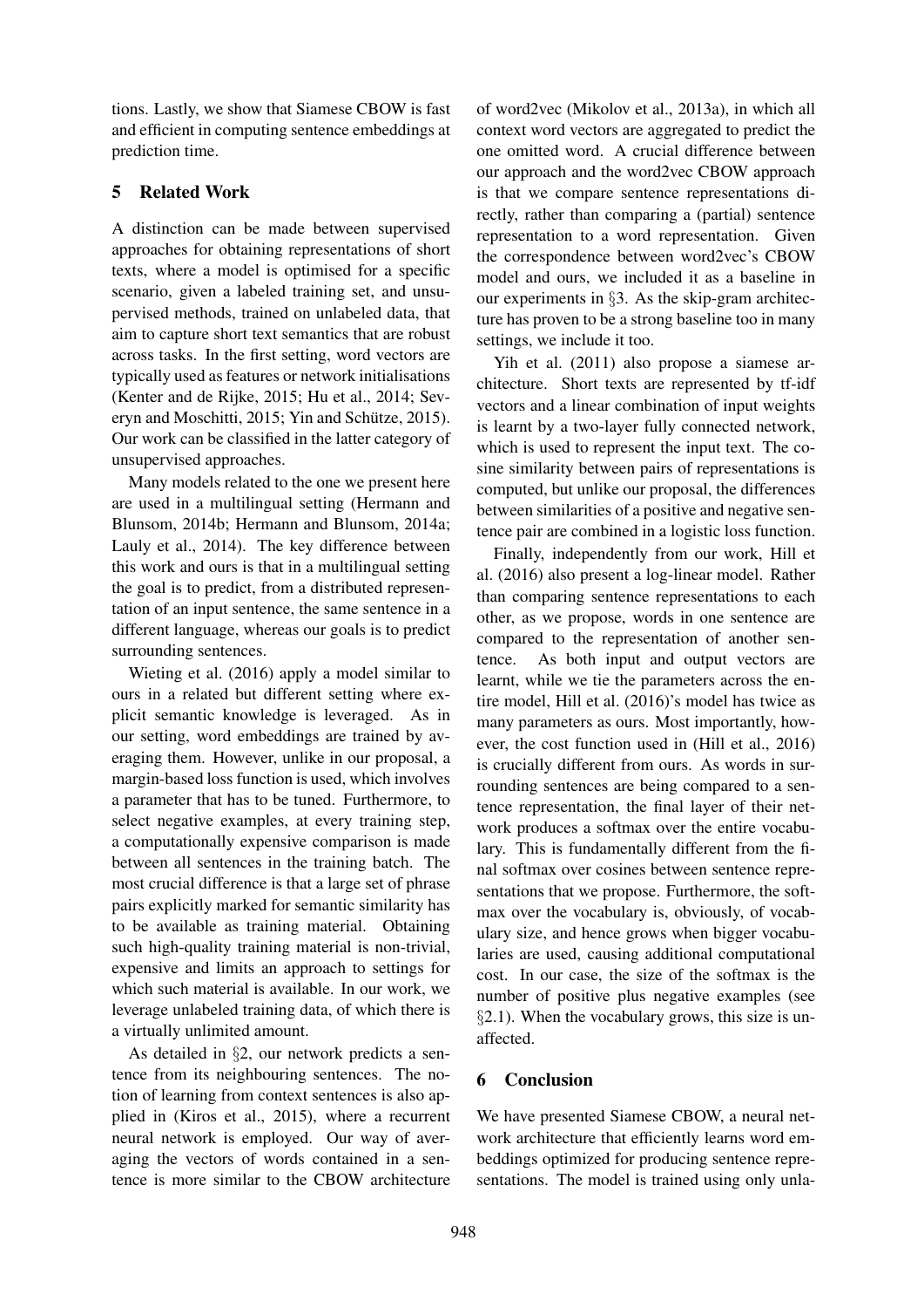tions. Lastly, we show that Siamese CBOW is fast and efficient in computing sentence embeddings at prediction time.

## 5 Related Work

A distinction can be made between supervised approaches for obtaining representations of short texts, where a model is optimised for a specific scenario, given a labeled training set, and unsupervised methods, trained on unlabeled data, that aim to capture short text semantics that are robust across tasks. In the first setting, word vectors are typically used as features or network initialisations (Kenter and de Rijke, 2015; Hu et al., 2014; Severyn and Moschitti, 2015; Yin and Schütze, 2015). Our work can be classified in the latter category of unsupervised approaches.

Many models related to the one we present here are used in a multilingual setting (Hermann and Blunsom, 2014b; Hermann and Blunsom, 2014a; Lauly et al., 2014). The key difference between this work and ours is that in a multilingual setting the goal is to predict, from a distributed representation of an input sentence, the same sentence in a different language, whereas our goals is to predict surrounding sentences.

Wieting et al. (2016) apply a model similar to ours in a related but different setting where explicit semantic knowledge is leveraged. As in our setting, word embeddings are trained by averaging them. However, unlike in our proposal, a margin-based loss function is used, which involves a parameter that has to be tuned. Furthermore, to select negative examples, at every training step, a computationally expensive comparison is made between all sentences in the training batch. The most crucial difference is that a large set of phrase pairs explicitly marked for semantic similarity has to be available as training material. Obtaining such high-quality training material is non-trivial, expensive and limits an approach to settings for which such material is available. In our work, we leverage unlabeled training data, of which there is a virtually unlimited amount.

As detailed in §2, our network predicts a sentence from its neighbouring sentences. The notion of learning from context sentences is also applied in (Kiros et al., 2015), where a recurrent neural network is employed. Our way of averaging the vectors of words contained in a sentence is more similar to the CBOW architecture of word2vec (Mikolov et al., 2013a), in which all context word vectors are aggregated to predict the one omitted word. A crucial difference between our approach and the word2vec CBOW approach is that we compare sentence representations directly, rather than comparing a (partial) sentence representation to a word representation. Given the correspondence between word2vec's CBOW model and ours, we included it as a baseline in our experiments in §3. As the skip-gram architecture has proven to be a strong baseline too in many settings, we include it too.

Yih et al. (2011) also propose a siamese architecture. Short texts are represented by tf-idf vectors and a linear combination of input weights is learnt by a two-layer fully connected network, which is used to represent the input text. The cosine similarity between pairs of representations is computed, but unlike our proposal, the differences between similarities of a positive and negative sentence pair are combined in a logistic loss function.

Finally, independently from our work, Hill et al. (2016) also present a log-linear model. Rather than comparing sentence representations to each other, as we propose, words in one sentence are compared to the representation of another sentence. As both input and output vectors are learnt, while we tie the parameters across the entire model, Hill et al. (2016)'s model has twice as many parameters as ours. Most importantly, however, the cost function used in (Hill et al., 2016) is crucially different from ours. As words in surrounding sentences are being compared to a sentence representation, the final layer of their network produces a softmax over the entire vocabulary. This is fundamentally different from the final softmax over cosines between sentence representations that we propose. Furthermore, the softmax over the vocabulary is, obviously, of vocabulary size, and hence grows when bigger vocabularies are used, causing additional computational cost. In our case, the size of the softmax is the number of positive plus negative examples (see §2.1). When the vocabulary grows, this size is unaffected.

## 6 Conclusion

We have presented Siamese CBOW, a neural network architecture that efficiently learns word embeddings optimized for producing sentence representations. The model is trained using only unla-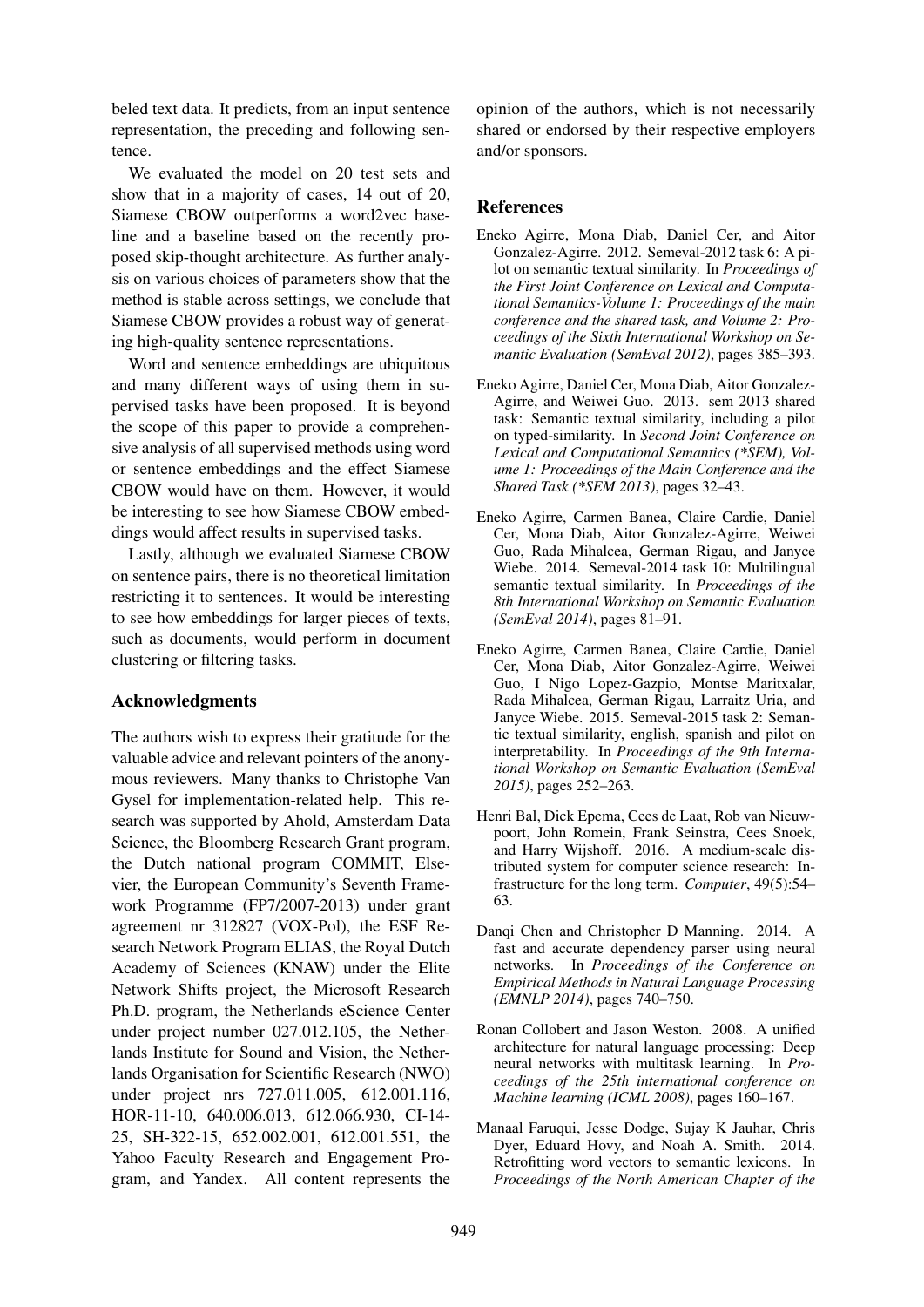beled text data. It predicts, from an input sentence representation, the preceding and following sentence.

We evaluated the model on 20 test sets and show that in a majority of cases, 14 out of 20, Siamese CBOW outperforms a word2vec baseline and a baseline based on the recently proposed skip-thought architecture. As further analysis on various choices of parameters show that the method is stable across settings, we conclude that Siamese CBOW provides a robust way of generating high-quality sentence representations.

Word and sentence embeddings are ubiquitous and many different ways of using them in supervised tasks have been proposed. It is beyond the scope of this paper to provide a comprehensive analysis of all supervised methods using word or sentence embeddings and the effect Siamese CBOW would have on them. However, it would be interesting to see how Siamese CBOW embeddings would affect results in supervised tasks.

Lastly, although we evaluated Siamese CBOW on sentence pairs, there is no theoretical limitation restricting it to sentences. It would be interesting to see how embeddings for larger pieces of texts, such as documents, would perform in document clustering or filtering tasks.

## Acknowledgments

The authors wish to express their gratitude for the valuable advice and relevant pointers of the anonymous reviewers. Many thanks to Christophe Van Gysel for implementation-related help. This research was supported by Ahold, Amsterdam Data Science, the Bloomberg Research Grant program, the Dutch national program COMMIT, Elsevier, the European Community's Seventh Framework Programme (FP7/2007-2013) under grant agreement nr 312827 (VOX-Pol), the ESF Research Network Program ELIAS, the Royal Dutch Academy of Sciences (KNAW) under the Elite Network Shifts project, the Microsoft Research Ph.D. program, the Netherlands eScience Center under project number 027.012.105, the Netherlands Institute for Sound and Vision, the Netherlands Organisation for Scientific Research (NWO) under project nrs 727.011.005, 612.001.116, HOR-11-10, 640.006.013, 612.066.930, CI-14-25, SH-322-15, 652.002.001, 612.001.551, the Yahoo Faculty Research and Engagement Program, and Yandex. All content represents the opinion of the authors, which is not necessarily shared or endorsed by their respective employers and/or sponsors.

## References

Eneko Agirre, Mona Diab, Daniel Cer, and Aitor Gonzalez-Agirre. 2012. Semeval-2012 task 6: A pilot on semantic textual similarity. In *Proceedings of the First Joint Conference on Lexical and Computational Semantics-Volume 1: Proceedings of the main conference and the shared task, and Volume 2: Proceedings of the Sixth International Workshop on Semantic Evaluation (SemEval 2012)*, pages 385–393.

Eneko Agirre, Daniel Cer, Mona Diab, Aitor Gonzalez-Agirre, and Weiwei Guo. 2013. sem 2013 shared task: Semantic textual similarity, including a pilot on typed-similarity. In *Second Joint Conference on Lexical and Computational Semantics (*SEM), Volume 1: Proceedings of the Main Conference and the Shared Task (*SEM 2013)*, pages 32–43.

Eneko Agirre, Carmen Banea, Claire Cardie, Daniel Cer, Mona Diab, Aitor Gonzalez-Agirre, Weiwei Guo, Rada Mihalcea, German Rigau, and Janyce Wiebe. 2014. Semeval-2014 task 10: Multilingual semantic textual similarity. In *Proceedings of the 8th International Workshop on Semantic Evaluation (SemEval 2014)*, pages 81–91.

Eneko Agirre, Carmen Banea, Claire Cardie, Daniel Cer, Mona Diab, Aitor Gonzalez-Agirre, Weiwei Guo, I Nigo Lopez-Gazpio, Montse Maritxalar, Rada Mihalcea, German Rigau, Larraitz Uria, and Janyce Wiebe. 2015. Semeval-2015 task 2: Semantic textual similarity, english, spanish and pilot on interpretability. In *Proceedings of the 9th International Workshop on Semantic Evaluation (SemEval 2015)*, pages 252–263.

Henri Bal, Dick Epema, Cees de Laat, Rob van Nieuwpoort, John Romein, Frank Seinstra, Cees Snoek, and Harry Wijshoff. 2016. A medium-scale distributed system for computer science research: Infrastructure for the long term. *Computer*, 49(5):54–63.

Danqi Chen and Christopher D Manning. 2014. A fast and accurate dependency parser using neural networks. In *Proceedings of the Conference on Empirical Methods in Natural Language Processing (EMNLP 2014)*, pages 740–750.

Ronan Collobert and Jason Weston. 2008. A unified architecture for natural language processing: Deep neural networks with multitask learning. In *Proceedings of the 25th international conference on Machine learning (ICML 2008)*, pages 160–167.

Manaal Faruqui, Jesse Dodge, Sujay K Jauhar, Chris Dyer, Eduard Hovy, and Noah A. Smith. 2014. Retrofitting word vectors to semantic lexicons. In *Proceedings of the North American Chapter of the*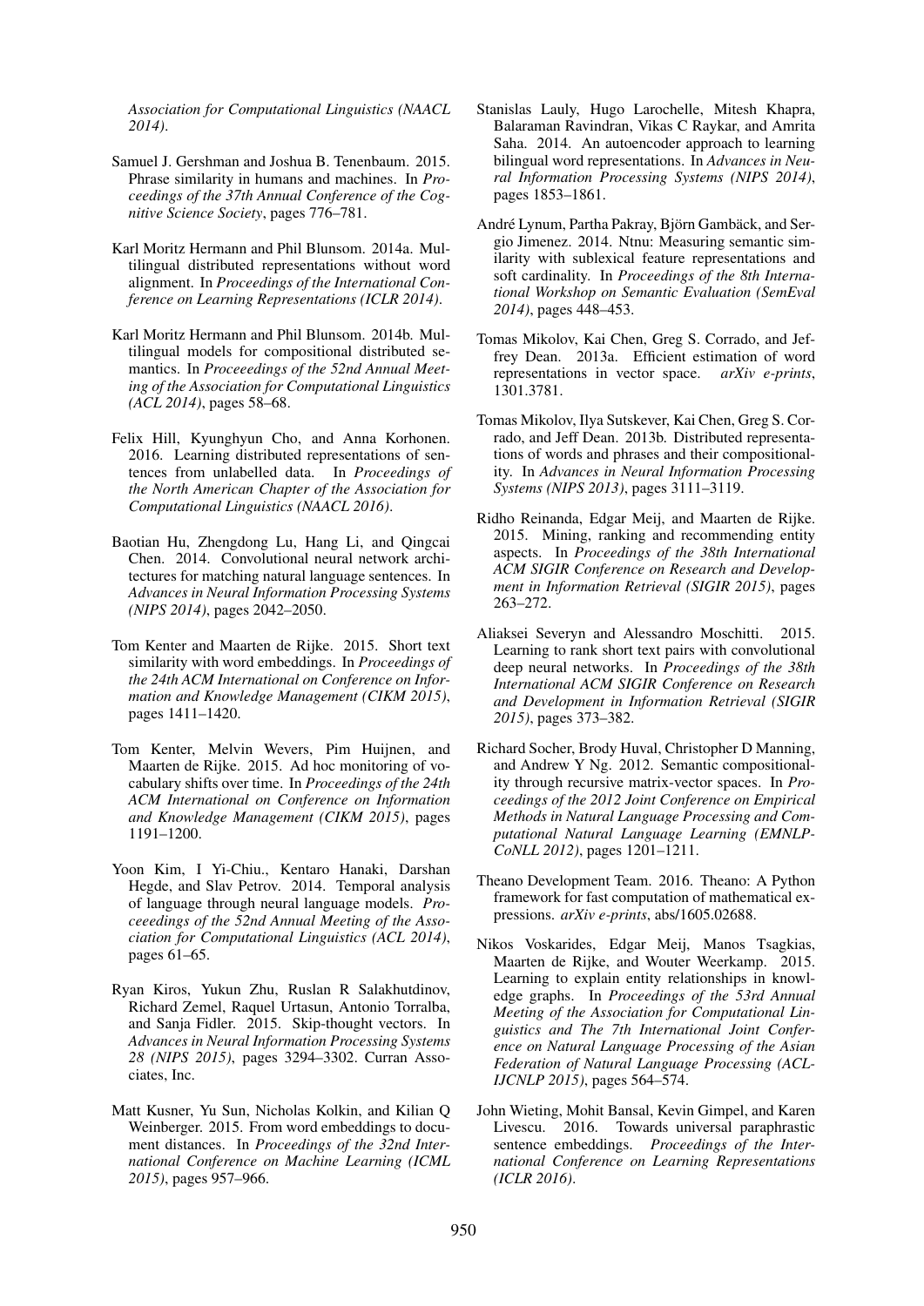*Association for Computational Linguistics (NAACL 2014)*.

Samuel J. Gershman and Joshua B. Tenenbaum. 2015. Phrase similarity in humans and machines. In *Proceedings of the 37th Annual Conference of the Cognitive Science Society*, pages 776–781.

Karl Moritz Hermann and Phil Blunsom. 2014a. Multilingual distributed representations without word alignment. In *Proceedings of the International Conference on Learning Representations (ICLR 2014)*.

Karl Moritz Hermann and Phil Blunsom. 2014b. Multilingual models for compositional distributed semantics. In *Proceeedings of the 52nd Annual Meeting of the Association for Computational Linguistics (ACL 2014)*, pages 58–68.

Felix Hill, Kyunghyun Cho, and Anna Korhonen. 2016. Learning distributed representations of sentences from unlabelled data. In *Proceedings of the North American Chapter of the Association for Computational Linguistics (NAACL 2016)*.

Baotian Hu, Zhengdong Lu, Hang Li, and Qingcai Chen. 2014. Convolutional neural network architectures for matching natural language sentences. In *Advances in Neural Information Processing Systems (NIPS 2014)*, pages 2042–2050.

Tom Kenter and Maarten de Rijke. 2015. Short text similarity with word embeddings. In *Proceedings of the 24th ACM International on Conference on Information and Knowledge Management (CIKM 2015)*, pages 1411–1420.

Tom Kenter, Melvin Wevers, Pim Huijnen, and Maarten de Rijke. 2015. Ad hoc monitoring of vocabulary shifts over time. In *Proceedings of the 24th ACM International on Conference on Information and Knowledge Management (CIKM 2015)*, pages 1191–1200.

Yoon Kim, I Yi-Chiu., Kentaro Hanaki, Darshan Hegde, and Slav Petrov. 2014. Temporal analysis of language through neural language models. *Proceeedings of the 52nd Annual Meeting of the Association for Computational Linguistics (ACL 2014)*, pages 61–65.

Ryan Kiros, Yukun Zhu, Ruslan R Salakhutdinov, Richard Zemel, Raquel Urtasun, Antonio Torralba, and Sanja Fidler. 2015. Skip-thought vectors. In *Advances in Neural Information Processing Systems 28 (NIPS 2015)*, pages 3294–3302. Curran Associates, Inc.

Matt Kusner, Yu Sun, Nicholas Kolkin, and Kilian Q Weinberger. 2015. From word embeddings to document distances. In *Proceedings of the 32nd International Conference on Machine Learning (ICML 2015)*, pages 957–966.

Stanislas Lauly, Hugo Larochelle, Mitesh Khapra, Balaraman Ravindran, Vikas C Raykar, and Amrita Saha. 2014. An autoencoder approach to learning bilingual word representations. In *Advances in Neural Information Processing Systems (NIPS 2014)*, pages 1853–1861.

André Lynum, Partha Pakray, Björn Gambäck, and Sergio Jimenez. 2014. Ntnu: Measuring semantic similarity with sublexical feature representations and soft cardinality. In *Proceedings of the 8th International Workshop on Semantic Evaluation (SemEval 2014)*, pages 448–453.

Tomas Mikolov, Kai Chen, Greg S. Corrado, and Jeffrey Dean. 2013a. Efficient estimation of word representations in vector space. *arXiv e-prints*, 1301.3781.

Tomas Mikolov, Ilya Sutskever, Kai Chen, Greg S. Corrado, and Jeff Dean. 2013b. Distributed representations of words and phrases and their compositionality. In *Advances in Neural Information Processing Systems (NIPS 2013)*, pages 3111–3119.

Ridho Reinanda, Edgar Meij, and Maarten de Rijke. 2015. Mining, ranking and recommending entity aspects. In *Proceedings of the 38th International ACM SIGIR Conference on Research and Development in Information Retrieval (SIGIR 2015)*, pages 263–272.

Aliaksei Severyn and Alessandro Moschitti. 2015. Learning to rank short text pairs with convolutional deep neural networks. In *Proceedings of the 38th International ACM SIGIR Conference on Research and Development in Information Retrieval (SIGIR 2015)*, pages 373–382.

Richard Socher, Brody Huval, Christopher D Manning, and Andrew Y Ng. 2012. Semantic compositionality through recursive matrix-vector spaces. In *Proceedings of the 2012 Joint Conference on Empirical Methods in Natural Language Processing and Computational Natural Language Learning (EMNLP-CoNLL 2012)*, pages 1201–1211.

Theano Development Team. 2016. Theano: A Python framework for fast computation of mathematical expressions. *arXiv e-prints*, abs/1605.02688.

Nikos Voskarides, Edgar Meij, Manos Tsagkias, Maarten de Rijke, and Wouter Weerkamp. 2015. Learning to explain entity relationships in knowledge graphs. In *Proceedings of the 53rd Annual Meeting of the Association for Computational Linguistics and The 7th International Joint Conference on Natural Language Processing of the Asian Federation of Natural Language Processing (ACL-IJCNLP 2015)*, pages 564–574.

John Wieting, Mohit Bansal, Kevin Gimpel, and Karen Livescu. 2016. Towards universal paraphrastic sentence embeddings. *Proceedings of the International Conference on Learning Representations (ICLR 2016)*.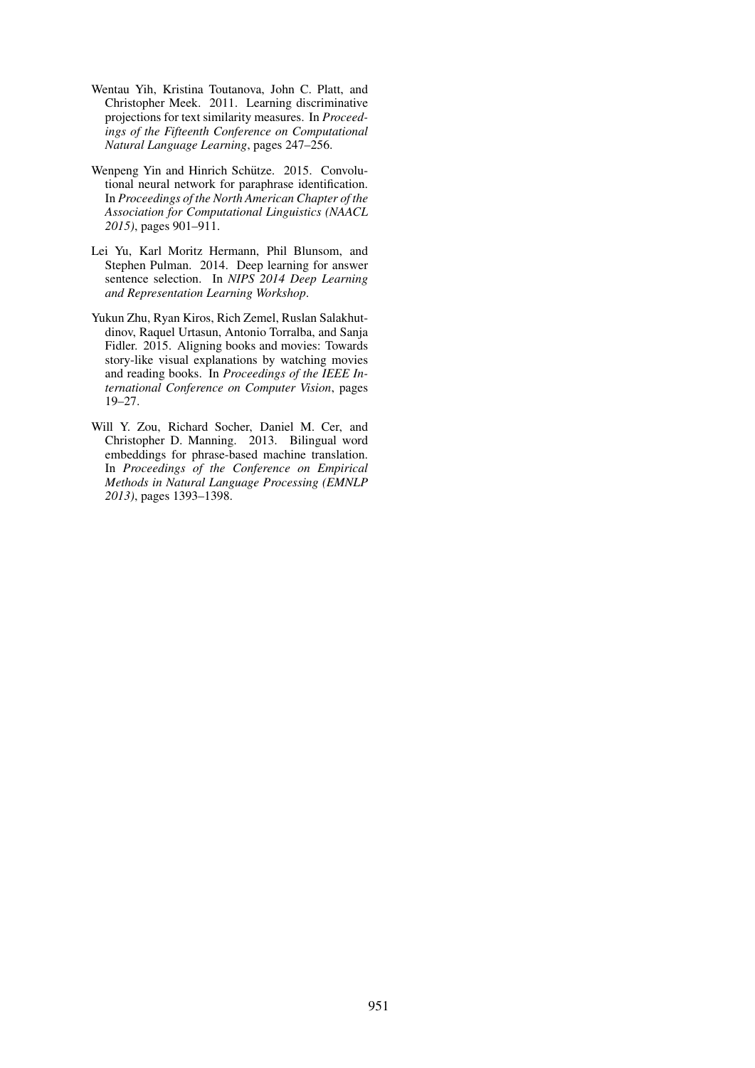Wentau Yih, Kristina Toutanova, John C. Platt, and Christopher Meek. 2011. Learning discriminative projections for text similarity measures. In *Proceedings of the Fifteenth Conference on Computational Natural Language Learning*, pages 247–256.

Wenpeng Yin and Hinrich Schütze. 2015. Convolutional neural network for paraphrase identification. In *Proceedings of the North American Chapter of the Association for Computational Linguistics (NAACL 2015)*, pages 901–911.

Lei Yu, Karl Moritz Hermann, Phil Blunsom, and Stephen Pulman. 2014. Deep learning for answer sentence selection. In *NIPS 2014 Deep Learning and Representation Learning Workshop*.

Yukun Zhu, Ryan Kiros, Rich Zemel, Ruslan Salakhutdinov, Raquel Urtasun, Antonio Torralba, and Sanja Fidler. 2015. Aligning books and movies: Towards story-like visual explanations by watching movies and reading books. In *Proceedings of the IEEE International Conference on Computer Vision*, pages 19–27.

Will Y. Zou, Richard Socher, Daniel M. Cer, and Christopher D. Manning. 2013. Bilingual word embeddings for phrase-based machine translation. In *Proceedings of the Conference on Empirical Methods in Natural Language Processing (EMNLP 2013)*, pages 1393–1398.